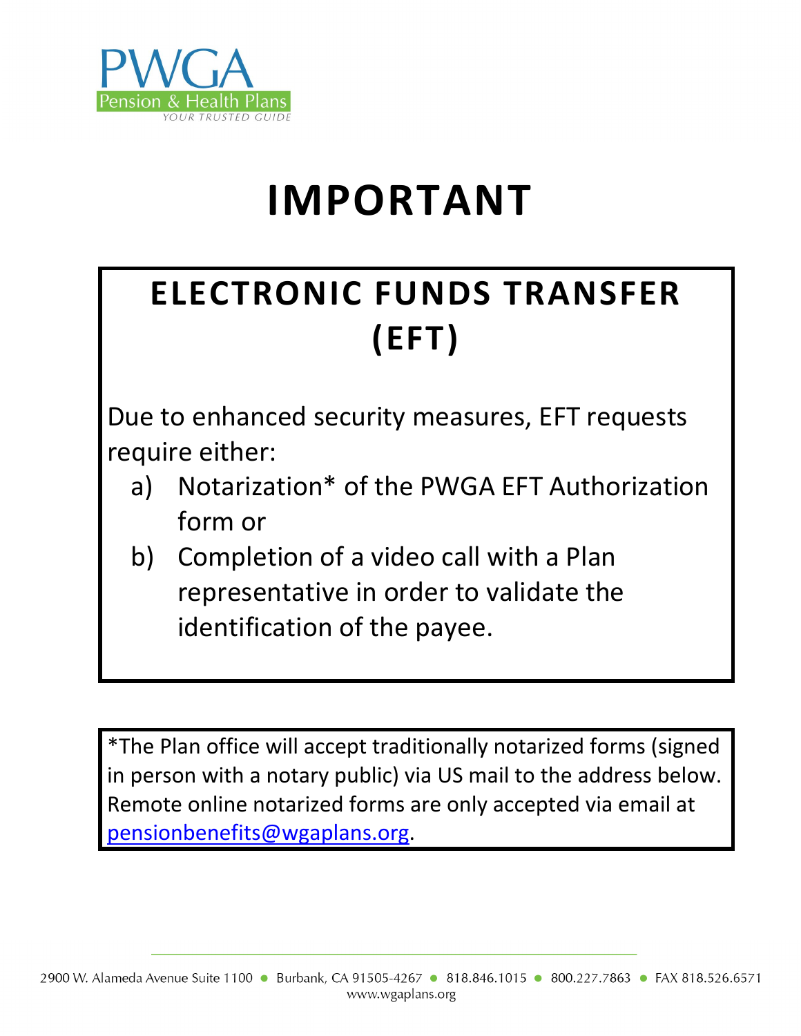PWGA

Pension & Health Plans

YOUR TRUSTED GUIDE

# IMPORTANT

## ELECTRONIC FUNDS TRANSFER (EFT)

Due to enhanced security measures, EFT requests require either:

a) Notarization* of the PWGA EFT Authorization form or

b) Completion of a video call with a Plan representative in order to validate the identification of the payee.

*The Plan office will accept traditionally notarized forms (signed in person with a notary public) via US mail to the address below. Remote online notarized forms are only accepted via email at pensionbenefits@wgaplans.org.

2900 W. Alameda Avenue Suite 1100 • Burbank, CA 91505-4267 • 818.846.1015 • 800.227.7863 • FAX 818.526.6571

www.wgaplans.org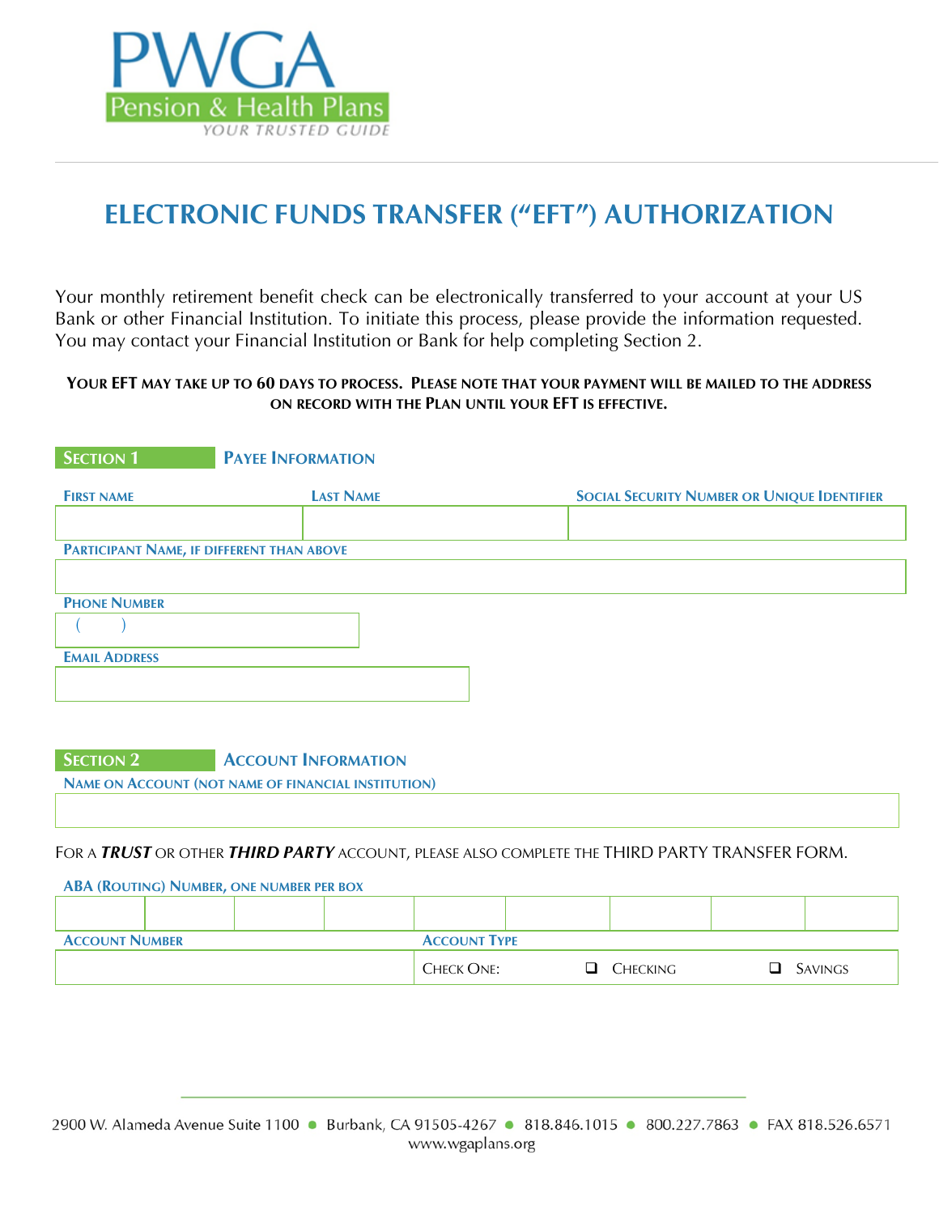PWGA
Pension & Health Plans
YOUR TRUSTED GUIDE

# ELECTRONIC FUNDS TRANSFER ("EFT") AUTHORIZATION

Your monthly retirement benefit check can be electronically transferred to your account at your US Bank or other Financial Institution. To initiate this process, please provide the information requested. You may contact your Financial Institution or Bank for help completing Section 2.

**YOUR EFT MAY TAKE UP TO 60 DAYS TO PROCESS. PLEASE NOTE THAT YOUR PAYMENT WILL BE MAILED TO THE ADDRESS ON RECORD WITH THE PLAN UNTIL YOUR EFT IS EFFECTIVE.**

## SECTION 1 PAYEE INFORMATION

| FIRST NAME | LAST NAME | SOCIAL SECURITY NUMBER OR UNIQUE IDENTIFIER |
|---|---|---|
| | | |

PARTICIPANT NAME, IF DIFFERENT THAN ABOVE

| |
|---|
| |

PHONE NUMBER

| (   ) |
|---|

EMAIL ADDRESS

| |
|---|
| |

## SECTION 2 ACCOUNT INFORMATION

NAME ON ACCOUNT (NOT NAME OF FINANCIAL INSTITUTION)

| |
|---|
| |

FOR A ***TRUST*** OR OTHER ***THIRD PARTY*** ACCOUNT, PLEASE ALSO COMPLETE THE THIRD PARTY TRANSFER FORM.

ABA (ROUTING) NUMBER, ONE NUMBER PER BOX

| | | | | | | | | |
|---|---|---|---|---|---|---|---|---|
| | | | | | | | | |

| ACCOUNT NUMBER | ACCOUNT TYPE |
|---|---|
| | CHECK ONE: ❑ CHECKING ❑ SAVINGS |

2900 W. Alameda Avenue Suite 1100 • Burbank, CA 91505-4267 • 818.846.1015 • 800.227.7863 • FAX 818.526.6571
www.wgaplans.org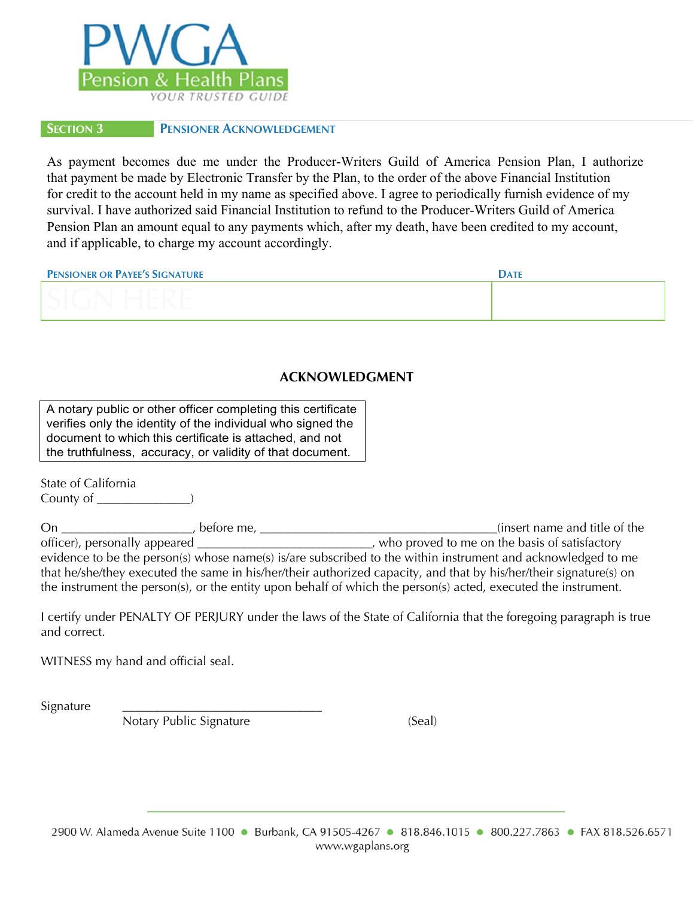PWGA
Pension & Health Plans
YOUR TRUSTED GUIDE

## SECTION 3 PENSIONER ACKNOWLEDGEMENT

As payment becomes due me under the Producer-Writers Guild of America Pension Plan, I authorize that payment be made by Electronic Transfer by the Plan, to the order of the above Financial Institution for credit to the account held in my name as specified above. I agree to periodically furnish evidence of my survival. I have authorized said Financial Institution to refund to the Producer-Writers Guild of America Pension Plan an amount equal to any payments which, after my death, have been credited to my account, and if applicable, to charge my account accordingly.

| PENSIONER OR PAYEE'S SIGNATURE | DATE |
| --- | --- |
| SIGN HERE | |

## ACKNOWLEDGMENT

A notary public or other officer completing this certificate verifies only the identity of the individual who signed the document to which this certificate is attached, and not the truthfulness, accuracy, or validity of that document.

State of California
County of ______________)

On ___________________, before me, ___________________________________(insert name and title of the officer), personally appeared __________________________, who proved to me on the basis of satisfactory evidence to be the person(s) whose name(s) is/are subscribed to the within instrument and acknowledged to me that he/she/they executed the same in his/her/their authorized capacity, and that by his/her/their signature(s) on the instrument the person(s), or the entity upon behalf of which the person(s) acted, executed the instrument.

I certify under PENALTY OF PERJURY under the laws of the State of California that the foregoing paragraph is true and correct.

WITNESS my hand and official seal.

Signature ______________________________
Notary Public Signature (Seal)

2900 W. Alameda Avenue Suite 1100 • Burbank, CA 91505-4267 • 818.846.1015 • 800.227.7863 • FAX 818.526.6571
www.wgaplans.org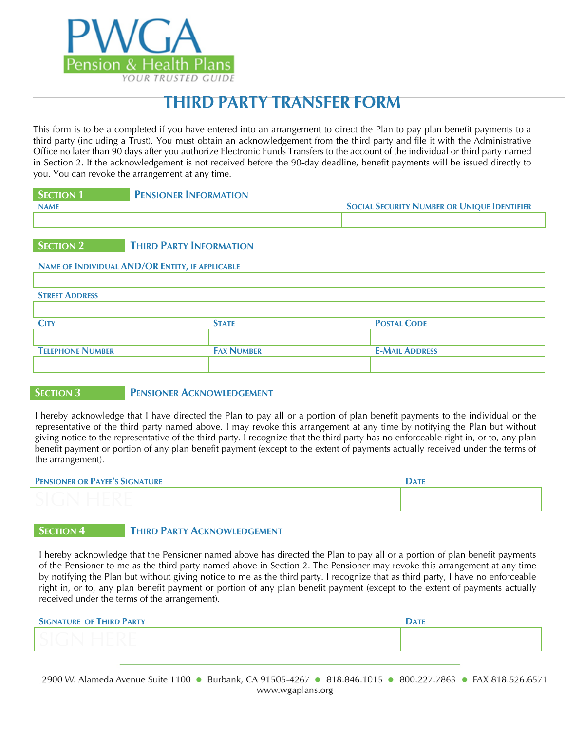PWGA

Pension & Health Plans

YOUR TRUSTED GUIDE

# THIRD PARTY TRANSFER FORM

This form is to be a completed if you have entered into an arrangement to direct the Plan to pay plan benefit payments to a third party (including a Trust). You must obtain an acknowledgement from the third party and file it with the Administrative Office no later than 90 days after you authorize Electronic Funds Transfers to the account of the individual or third party named in Section 2. If the acknowledgement is not received before the 90-day deadline, benefit payments will be issued directly to you. You can revoke the arrangement at any time.

## SECTION 1 PENSIONER INFORMATION

| NAME | SOCIAL SECURITY NUMBER OR UNIQUE IDENTIFIER |
|---|---|
| | |

## SECTION 2 THIRD PARTY INFORMATION

| NAME OF INDIVIDUAL AND/OR ENTITY, IF APPLICABLE | | |
|---|---|---|
| | | |
| **STREET ADDRESS** | | |
| | | |
| **CITY** | **STATE** | **POSTAL CODE** |
| | | |
| **TELEPHONE NUMBER** | **FAX NUMBER** | **E-MAIL ADDRESS** |
| | | |

## SECTION 3 PENSIONER ACKNOWLEDGEMENT

I hereby acknowledge that I have directed the Plan to pay all or a portion of plan benefit payments to the individual or the representative of the third party named above. I may revoke this arrangement at any time by notifying the Plan but without giving notice to the representative of the third party. I recognize that the third party has no enforceable right in, or to, any plan benefit payment or portion of any plan benefit payment (except to the extent of payments actually received under the terms of the arrangement).

| PENSIONER OR PAYEE'S SIGNATURE | DATE |
|---|---|
| SIGN HERE | |

## SECTION 4 THIRD PARTY ACKNOWLEDGEMENT

I hereby acknowledge that the Pensioner named above has directed the Plan to pay all or a portion of plan benefit payments of the Pensioner to me as the third party named above in Section 2. The Pensioner may revoke this arrangement at any time by notifying the Plan but without giving notice to me as the third party. I recognize that as third party, I have no enforceable right in, or to, any plan benefit payment or portion of any plan benefit payment (except to the extent of payments actually received under the terms of the arrangement).

| SIGNATURE OF THIRD PARTY | DATE |
|---|---|
| SIGN HERE | |

2900 W. Alameda Avenue Suite 1100 • Burbank, CA 91505-4267 • 818.846.1015 • 800.227.7863 • FAX 818.526.6571
www.wgaplans.org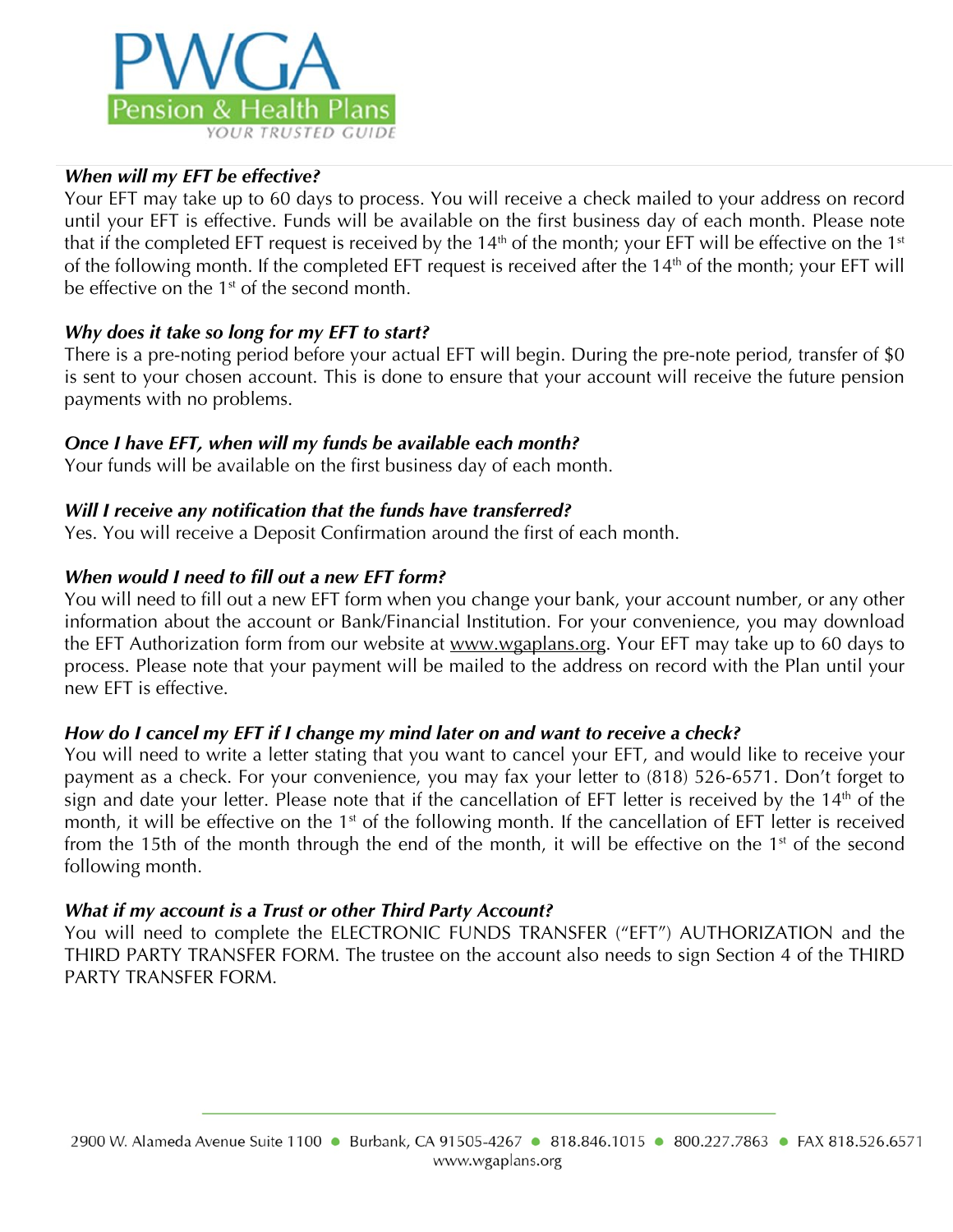### *When will my EFT be effective?*

Your EFT may take up to 60 days to process. You will receive a check mailed to your address on record until your EFT is effective. Funds will be available on the first business day of each month. Please note that if the completed EFT request is received by the 14th of the month; your EFT will be effective on the 1st of the following month. If the completed EFT request is received after the 14th of the month; your EFT will be effective on the 1st of the second month.

### *Why does it take so long for my EFT to start?*

There is a pre-noting period before your actual EFT will begin. During the pre-note period, transfer of $0 is sent to your chosen account. This is done to ensure that your account will receive the future pension payments with no problems.

### *Once I have EFT, when will my funds be available each month?*

Your funds will be available on the first business day of each month.

### *Will I receive any notification that the funds have transferred?*

Yes. You will receive a Deposit Confirmation around the first of each month.

### *When would I need to fill out a new EFT form?*

You will need to fill out a new EFT form when you change your bank, your account number, or any other information about the account or Bank/Financial Institution. For your convenience, you may download the EFT Authorization form from our website at www.wgaplans.org. Your EFT may take up to 60 days to process. Please note that your payment will be mailed to the address on record with the Plan until your new EFT is effective.

### *How do I cancel my EFT if I change my mind later on and want to receive a check?*

You will need to write a letter stating that you want to cancel your EFT, and would like to receive your payment as a check. For your convenience, you may fax your letter to (818) 526-6571. Don't forget to sign and date your letter. Please note that if the cancellation of EFT letter is received by the 14th of the month, it will be effective on the 1st of the following month. If the cancellation of EFT letter is received from the 15th of the month through the end of the month, it will be effective on the 1st of the second following month.

### *What if my account is a Trust or other Third Party Account?*

You will need to complete the ELECTRONIC FUNDS TRANSFER ("EFT") AUTHORIZATION and the THIRD PARTY TRANSFER FORM. The trustee on the account also needs to sign Section 4 of the THIRD PARTY TRANSFER FORM.